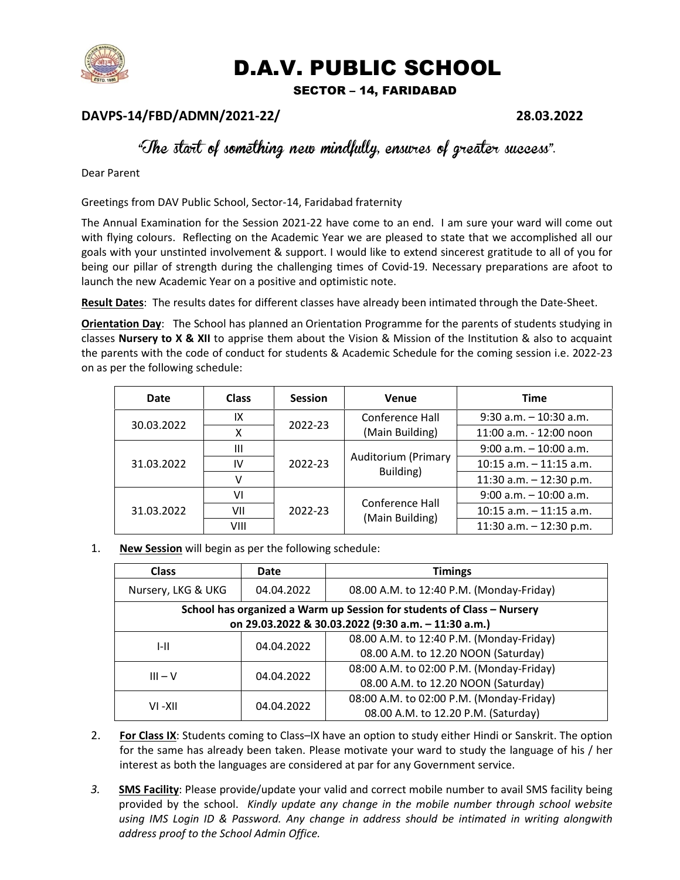# D.A.V. PUBLIC SCHOOL

## SECTOR – 14, FARIDABAD

**DAVPS-14/FBD/ADMN/2021-22/** **28.03.2022**

*"The start of something new mindfully, ensures of greater success".*

Dear Parent

Greetings from DAV Public School, Sector-14, Faridabad fraternity

The Annual Examination for the Session 2021-22 have come to an end. I am sure your ward will come out with flying colours. Reflecting on the Academic Year we are pleased to state that we accomplished all our goals with your unstinted involvement & support. I would like to extend sincerest gratitude to all of you for being our pillar of strength during the challenging times of Covid-19. Necessary preparations are afoot to launch the new Academic Year on a positive and optimistic note.

**Result Dates**: The results dates for different classes have already been intimated through the Date-Sheet.

**Orientation Day**: The School has planned an Orientation Programme for the parents of students studying in classes **Nursery to X & XII** to apprise them about the Vision & Mission of the Institution & also to acquaint the parents with the code of conduct for students & Academic Schedule for the coming session i.e. 2022-23 on as per the following schedule:

| Date | Class | Session | Venue | Time |
|---|---|---|---|---|
| 30.03.2022 | IX | 2022-23 | Conference Hall (Main Building) | 9:30 a.m. – 10:30 a.m. |
| | X | | | 11:00 a.m. - 12:00 noon |
| 31.03.2022 | III | 2022-23 | Auditorium (Primary Building) | 9:00 a.m. – 10:00 a.m. |
| | IV | | | 10:15 a.m. – 11:15 a.m. |
| | V | | | 11:30 a.m. – 12:30 p.m. |
| 31.03.2022 | VI | 2022-23 | Conference Hall (Main Building) | 9:00 a.m. – 10:00 a.m. |
| | VII | | | 10:15 a.m. – 11:15 a.m. |
| | VIII | | | 11:30 a.m. – 12:30 p.m. |

1. **New Session** will begin as per the following schedule:

| Class | Date | Timings |
|---|---|---|
| Nursery, LKG & UKG | 04.04.2022 | 08.00 A.M. to 12:40 P.M. (Monday-Friday) |
| **School has organized a Warm up Session for students of Class – Nursery on 29.03.2022 & 30.03.2022 (9:30 a.m. – 11:30 a.m.)** | | |
| I-II | 04.04.2022 | 08.00 A.M. to 12:40 P.M. (Monday-Friday)<br>08.00 A.M. to 12.20 NOON (Saturday) |
| III – V | 04.04.2022 | 08:00 A.M. to 02:00 P.M. (Monday-Friday)<br>08.00 A.M. to 12.20 NOON (Saturday) |
| VI -XII | 04.04.2022 | 08:00 A.M. to 02:00 P.M. (Monday-Friday)<br>08.00 A.M. to 12.20 P.M. (Saturday) |

2. **For Class IX**: Students coming to Class–IX have an option to study either Hindi or Sanskrit. The option for the same has already been taken. Please motivate your ward to study the language of his / her interest as both the languages are considered at par for any Government service.

3. **SMS Facility**: Please provide/update your valid and correct mobile number to avail SMS facility being provided by the school. *Kindly update any change in the mobile number through school website using IMS Login ID & Password. Any change in address should be intimated in writing alongwith address proof to the School Admin Office.*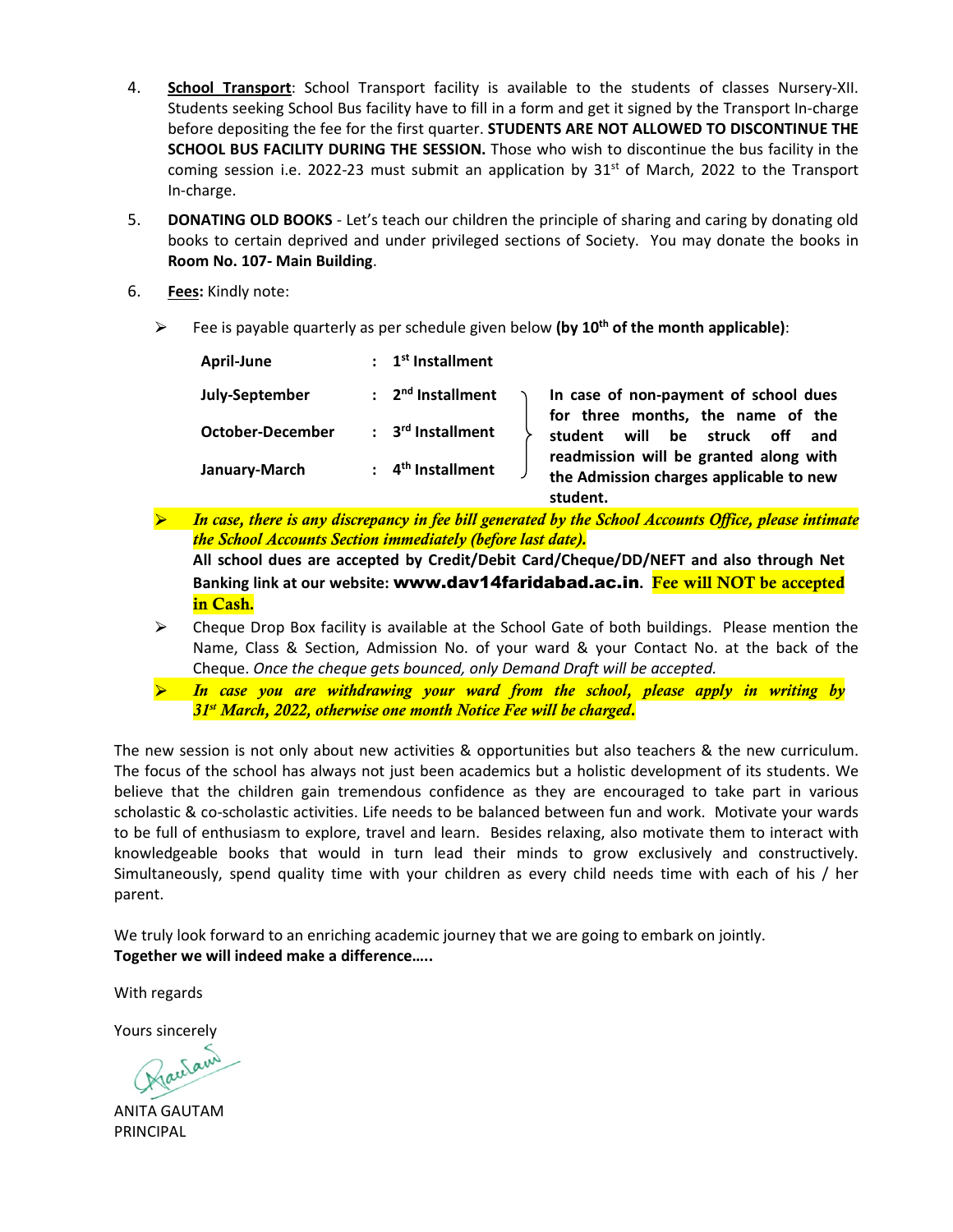4. **School Transport**: School Transport facility is available to the students of classes Nursery-XII. Students seeking School Bus facility have to fill in a form and get it signed by the Transport In-charge before depositing the fee for the first quarter. **STUDENTS ARE NOT ALLOWED TO DISCONTINUE THE SCHOOL BUS FACILITY DURING THE SESSION.** Those who wish to discontinue the bus facility in the coming session i.e. 2022-23 must submit an application by 31st of March, 2022 to the Transport In-charge.

5. **DONATING OLD BOOKS** - Let's teach our children the principle of sharing and caring by donating old books to certain deprived and under privileged sections of Society. You may donate the books in **Room No. 107- Main Building**.

6. **Fees:** Kindly note:

   - Fee is payable quarterly as per schedule given below **(by 10th of the month applicable)**:

| | | |
|---|---|---|
| **April-June** | : | **1st Installment** |
| **July-September** | : | **2nd Installment** |
| **October-December** | : | **3rd Installment** |
| **January-March** | : | **4th Installment** |

   **In case of non-payment of school dues for three months, the name of the student will be struck off and readmission will be granted along with the Admission charges applicable to new student.**

   - ***In case, there is any discrepancy in fee bill generated by the School Accounts Office, please intimate the School Accounts Section immediately (before last date).***
     **All school dues are accepted by Credit/Debit Card/Cheque/DD/NEFT and also through Net Banking link at our website: www.dav14faridabad.ac.in. Fee will NOT be accepted in Cash.**
   - Cheque Drop Box facility is available at the School Gate of both buildings. Please mention the Name, Class & Section, Admission No. of your ward & your Contact No. at the back of the Cheque. *Once the cheque gets bounced, only Demand Draft will be accepted.*
   - ***In case you are withdrawing your ward from the school, please apply in writing by 31st March, 2022, otherwise one month Notice Fee will be charged.***

The new session is not only about new activities & opportunities but also teachers & the new curriculum. The focus of the school has always not just been academics but a holistic development of its students. We believe that the children gain tremendous confidence as they are encouraged to take part in various scholastic & co-scholastic activities. Life needs to be balanced between fun and work. Motivate your wards to be full of enthusiasm to explore, travel and learn. Besides relaxing, also motivate them to interact with knowledgeable books that would in turn lead their minds to grow exclusively and constructively. Simultaneously, spend quality time with your children as every child needs time with each of his / her parent.

We truly look forward to an enriching academic journey that we are going to embark on jointly.
**Together we will indeed make a difference…..**

With regards

Yours sincerely

ANITA GAUTAM
PRINCIPAL